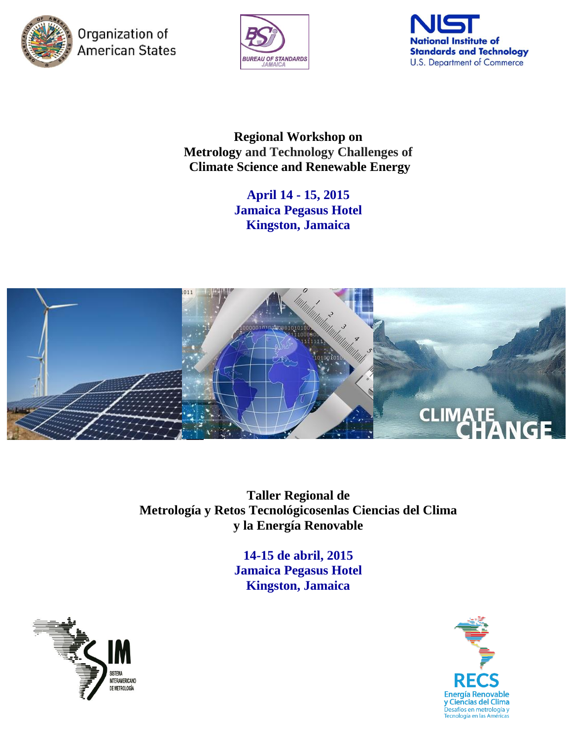Organization of American States

BUREAU OF STANDARDS JAMAICA

NIST National Institute of Standards and Technology U.S. Department of Commerce

# Regional Workshop on Metrology and Technology Challenges of Climate Science and Renewable Energy

**April 14 - 15, 2015**
**Jamaica Pegasus Hotel**
**Kingston, Jamaica**

# Taller Regional de Metrología y Retos Tecnológicosenlas Ciencias del Clima y la Energía Renovable

**14-15 de abril, 2015**
**Jamaica Pegasus Hotel**
**Kingston, Jamaica**

SIM Sistema Interamericano de Metrología

RECS Energía Renovable y Ciencias del Clima Desafíos en metrología y Tecnología en las Américas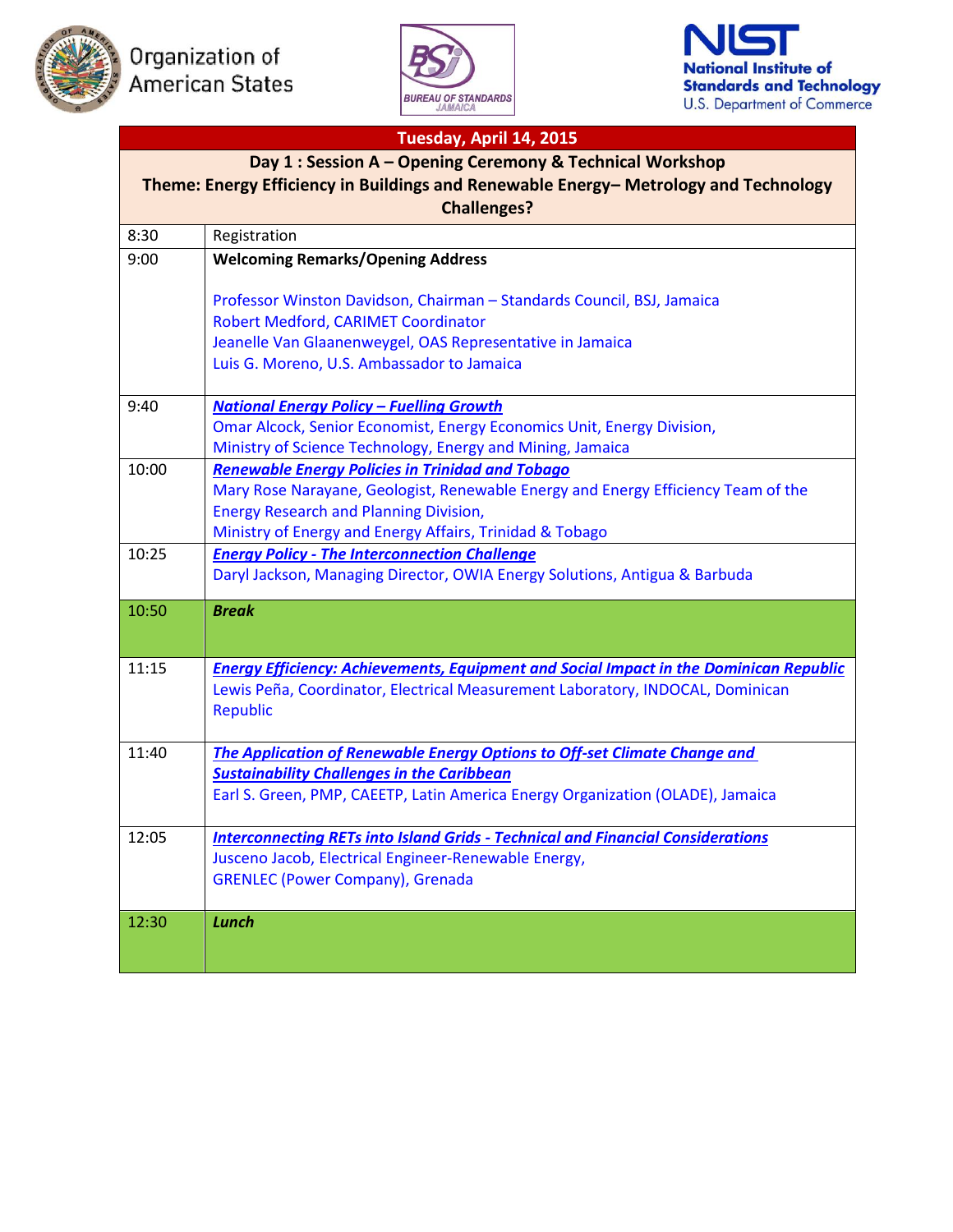Organization of American States

BUREAU OF STANDARDS JAMAICA

NIST National Institute of Standards and Technology U.S. Department of Commerce

| **Tuesday, April 14, 2015** | |
|---|---|
| **Day 1 : Session A – Opening Ceremony & Technical Workshop**<br>**Theme: Energy Efficiency in Buildings and Renewable Energy– Metrology and Technology Challenges?** | |
| 8:30 | Registration |
| 9:00 | **Welcoming Remarks/Opening Address**<br><br>Professor Winston Davidson, Chairman – Standards Council, BSJ, Jamaica<br>Robert Medford, CARIMET Coordinator<br>Jeanelle Van Glaanenweygel, OAS Representative in Jamaica<br>Luis G. Moreno, U.S. Ambassador to Jamaica |
| 9:40 | ***National Energy Policy – Fuelling Growth***<br>Omar Alcock, Senior Economist, Energy Economics Unit, Energy Division, Ministry of Science Technology, Energy and Mining, Jamaica |
| 10:00 | ***Renewable Energy Policies in Trinidad and Tobago***<br>Mary Rose Narayane, Geologist, Renewable Energy and Energy Efficiency Team of the Energy Research and Planning Division, Ministry of Energy and Energy Affairs, Trinidad & Tobago |
| 10:25 | ***Energy Policy - The Interconnection Challenge***<br>Daryl Jackson, Managing Director, OWIA Energy Solutions, Antigua & Barbuda |
| 10:50 | ***Break*** |
| 11:15 | ***Energy Efficiency: Achievements, Equipment and Social Impact in the Dominican Republic***<br>Lewis Peña, Coordinator, Electrical Measurement Laboratory, INDOCAL, Dominican Republic |
| 11:40 | ***The Application of Renewable Energy Options to Off-set Climate Change and Sustainability Challenges in the Caribbean***<br>Earl S. Green, PMP, CAEETP, Latin America Energy Organization (OLADE), Jamaica |
| 12:05 | ***Interconnecting RETs into Island Grids - Technical and Financial Considerations***<br>Jusceno Jacob, Electrical Engineer-Renewable Energy, GRENLEC (Power Company), Grenada |
| 12:30 | ***Lunch*** |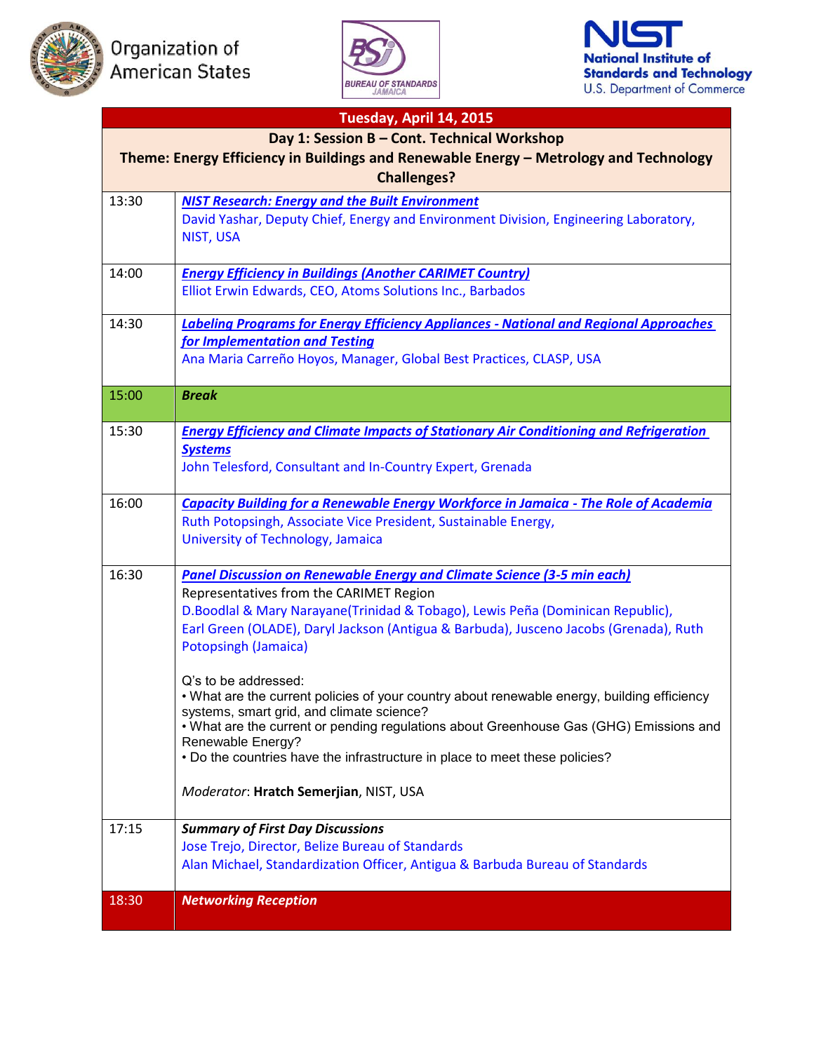Organization of American States

BUREAU OF STANDARDS JAMAICA

NIST National Institute of Standards and Technology U.S. Department of Commerce

| Tuesday, April 14, 2015 | |
|---|---|
| **Day 1: Session B – Cont. Technical Workshop**<br>**Theme: Energy Efficiency in Buildings and Renewable Energy – Metrology and Technology Challenges?** | |
| 13:30 | ***NIST Research: Energy and the Built Environment***<br>David Yashar, Deputy Chief, Energy and Environment Division, Engineering Laboratory, NIST, USA |
| 14:00 | ***Energy Efficiency in Buildings (Another CARIMET Country)***<br>Elliot Erwin Edwards, CEO, Atoms Solutions Inc., Barbados |
| 14:30 | ***Labeling Programs for Energy Efficiency Appliances - National and Regional Approaches for Implementation and Testing***<br>Ana Maria Carreño Hoyos, Manager, Global Best Practices, CLASP, USA |
| 15:00 | ***Break*** |
| 15:30 | ***Energy Efficiency and Climate Impacts of Stationary Air Conditioning and Refrigeration Systems***<br>John Telesford, Consultant and In-Country Expert, Grenada |
| 16:00 | ***Capacity Building for a Renewable Energy Workforce in Jamaica - The Role of Academia***<br>Ruth Potopsingh, Associate Vice President, Sustainable Energy, University of Technology, Jamaica |
| 16:30 | ***Panel Discussion on Renewable Energy and Climate Science (3-5 min each)***<br>Representatives from the CARIMET Region<br>D.Boodlal & Mary Narayane(Trinidad & Tobago), Lewis Peña (Dominican Republic), Earl Green (OLADE), Daryl Jackson (Antigua & Barbuda), Jusceno Jacobs (Grenada), Ruth Potopsingh (Jamaica)<br><br>Q's to be addressed:<br>• What are the current policies of your country about renewable energy, building efficiency systems, smart grid, and climate science?<br>• What are the current or pending regulations about Greenhouse Gas (GHG) Emissions and Renewable Energy?<br>• Do the countries have the infrastructure in place to meet these policies?<br><br>*Moderator*: **Hratch Semerjian**, NIST, USA |
| 17:15 | ***Summary of First Day Discussions***<br>Jose Trejo, Director, Belize Bureau of Standards<br>Alan Michael, Standardization Officer, Antigua & Barbuda Bureau of Standards |
| 18:30 | ***Networking Reception*** |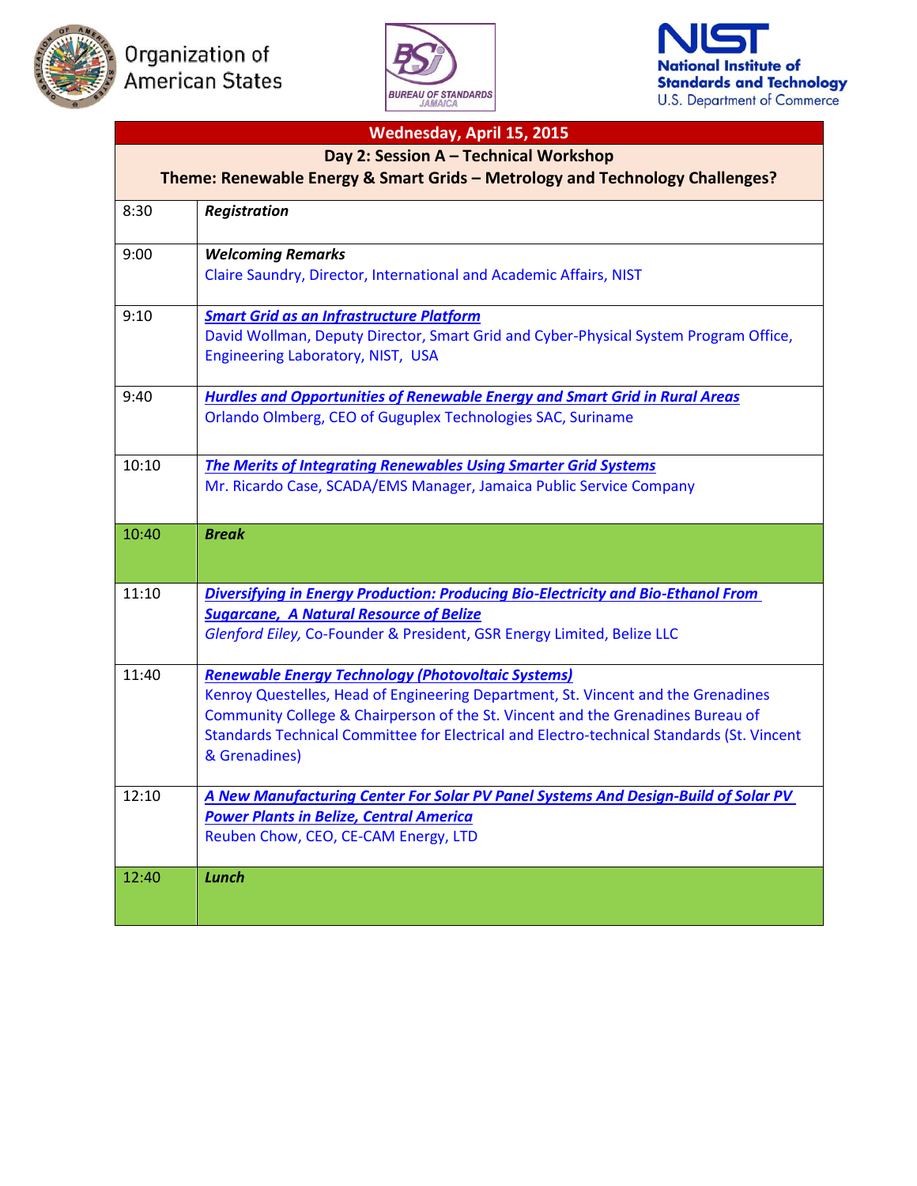Organization of American States

BUREAU OF STANDARDS JAMAICA

NIST
National Institute of Standards and Technology
U.S. Department of Commerce

| Wednesday, April 15, 2015 | |
|---|---|
| **Day 2: Session A – Technical Workshop**<br>**Theme: Renewable Energy & Smart Grids – Metrology and Technology Challenges?** | |
| 8:30 | ***Registration*** |
| 9:00 | ***Welcoming Remarks***<br>Claire Saundry, Director, International and Academic Affairs, NIST |
| 9:10 | ***Smart Grid as an Infrastructure Platform***<br>David Wollman, Deputy Director, Smart Grid and Cyber-Physical System Program Office, Engineering Laboratory, NIST, USA |
| 9:40 | ***Hurdles and Opportunities of Renewable Energy and Smart Grid in Rural Areas***<br>Orlando Olmberg, CEO of Guguplex Technologies SAC, Suriname |
| 10:10 | ***The Merits of Integrating Renewables Using Smarter Grid Systems***<br>Mr. Ricardo Case, SCADA/EMS Manager, Jamaica Public Service Company |
| 10:40 | ***Break*** |
| 11:10 | ***Diversifying in Energy Production: Producing Bio-Electricity and Bio-Ethanol From Sugarcane, A Natural Resource of Belize***<br>*Glenford Eiley,* Co-Founder & President, GSR Energy Limited, Belize LLC |
| 11:40 | ***Renewable Energy Technology (Photovoltaic Systems)***<br>Kenroy Questelles, Head of Engineering Department, St. Vincent and the Grenadines Community College & Chairperson of the St. Vincent and the Grenadines Bureau of Standards Technical Committee for Electrical and Electro-technical Standards (St. Vincent & Grenadines) |
| 12:10 | ***A New Manufacturing Center For Solar PV Panel Systems And Design-Build of Solar PV Power Plants in Belize, Central America***<br>Reuben Chow, CEO, CE-CAM Energy, LTD |
| 12:40 | ***Lunch*** |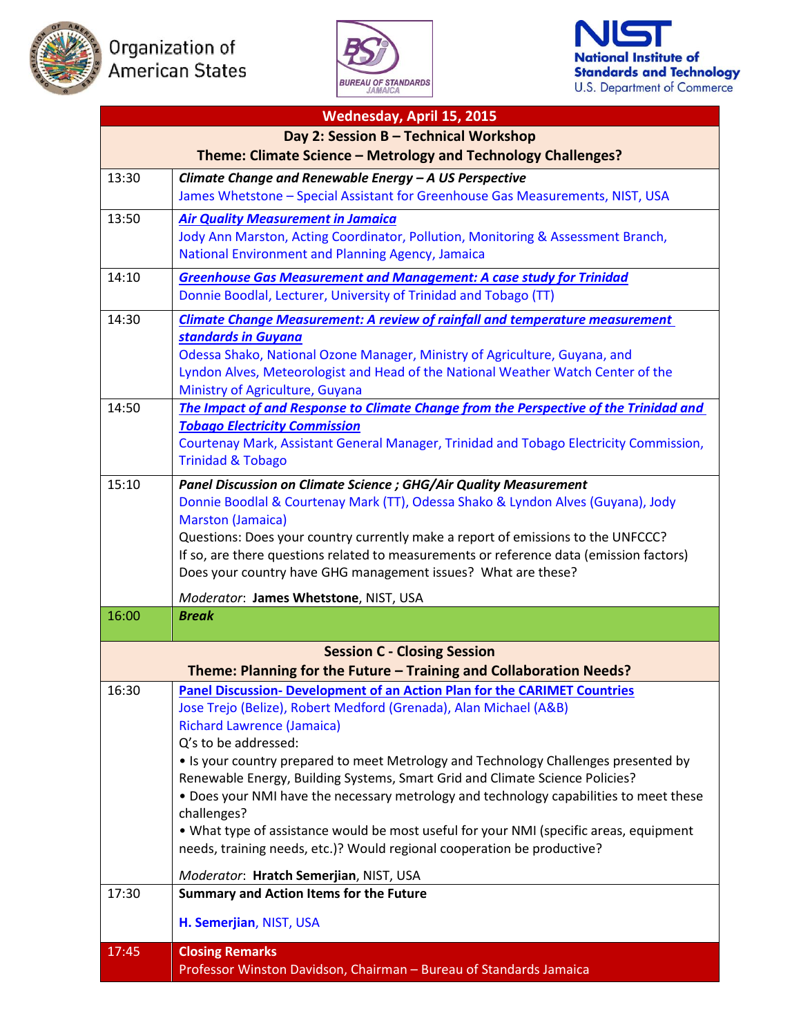Organization of American States

BUREAU OF STANDARDS JAMAICA

NIST
National Institute of Standards and Technology
U.S. Department of Commerce

| Wednesday, April 15, 2015 | |
|---|---|
| **Day 2: Session B – Technical Workshop**<br>**Theme: Climate Science – Metrology and Technology Challenges?** | |
| 13:30 | ***Climate Change and Renewable Energy – A US Perspective***<br>James Whetstone – Special Assistant for Greenhouse Gas Measurements, NIST, USA |
| 13:50 | ***Air Quality Measurement in Jamaica***<br>Jody Ann Marston, Acting Coordinator, Pollution, Monitoring & Assessment Branch, National Environment and Planning Agency, Jamaica |
| 14:10 | ***Greenhouse Gas Measurement and Management: A case study for Trinidad***<br>Donnie Boodlal, Lecturer, University of Trinidad and Tobago (TT) |
| 14:30 | ***Climate Change Measurement: A review of rainfall and temperature measurement standards in Guyana***<br>Odessa Shako, National Ozone Manager, Ministry of Agriculture, Guyana, and Lyndon Alves, Meteorologist and Head of the National Weather Watch Center of the Ministry of Agriculture, Guyana |
| 14:50 | ***The Impact of and Response to Climate Change from the Perspective of the Trinidad and Tobago Electricity Commission***<br>Courtenay Mark, Assistant General Manager, Trinidad and Tobago Electricity Commission, Trinidad & Tobago |
| 15:10 | ***Panel Discussion on Climate Science ; GHG/Air Quality Measurement***<br>Donnie Boodlal & Courtenay Mark (TT), Odessa Shako & Lyndon Alves (Guyana), Jody Marston (Jamaica)<br>Questions: Does your country currently make a report of emissions to the UNFCCC? If so, are there questions related to measurements or reference data (emission factors) Does your country have GHG management issues? What are these?<br>*Moderator*: **James Whetstone**, NIST, USA |
| 16:00 | ***Break*** |
| **Session C - Closing Session**<br>**Theme: Planning for the Future – Training and Collaboration Needs?** | |
| 16:30 | **Panel Discussion- Development of an Action Plan for the CARIMET Countries**<br>Jose Trejo (Belize), Robert Medford (Grenada), Alan Michael (A&B)<br>Richard Lawrence (Jamaica)<br>Q's to be addressed:<br>• Is your country prepared to meet Metrology and Technology Challenges presented by Renewable Energy, Building Systems, Smart Grid and Climate Science Policies?<br>• Does your NMI have the necessary metrology and technology capabilities to meet these challenges?<br>• What type of assistance would be most useful for your NMI (specific areas, equipment needs, training needs, etc.)? Would regional cooperation be productive?<br>*Moderator*: **Hratch Semerjian**, NIST, USA |
| 17:30 | **Summary and Action Items for the Future**<br>**H. Semerjian**, NIST, USA |
| 17:45 | **Closing Remarks**<br>Professor Winston Davidson, Chairman – Bureau of Standards Jamaica |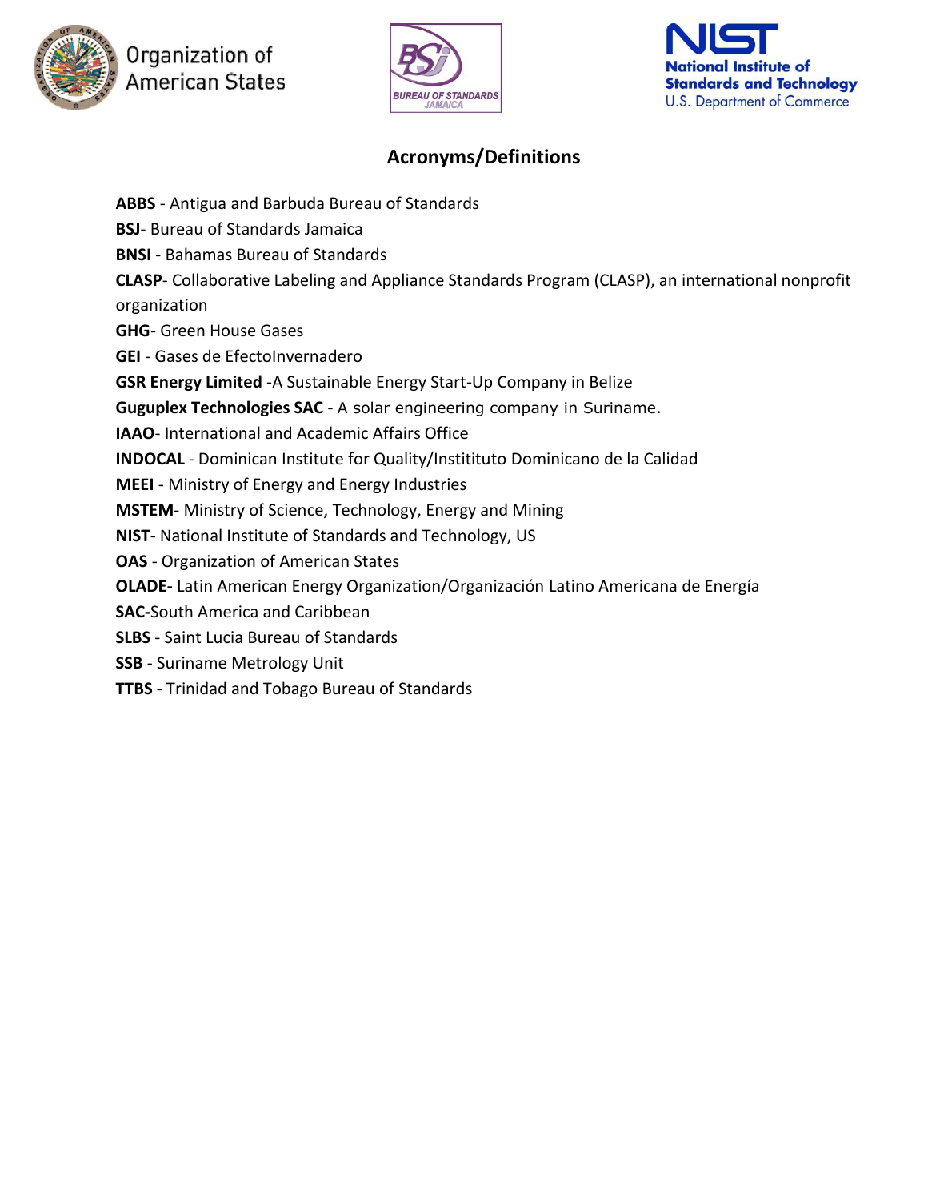## Acronyms/Definitions

**ABBS** - Antigua and Barbuda Bureau of Standards
**BSJ**- Bureau of Standards Jamaica
**BNSI** - Bahamas Bureau of Standards
**CLASP**- Collaborative Labeling and Appliance Standards Program (CLASP), an international nonprofit organization
**GHG**- Green House Gases
**GEI** - Gases de EfectoInvernadero
**GSR Energy Limited** -A Sustainable Energy Start-Up Company in Belize
**Guguplex Technologies SAC** - A solar engineering company in Suriname.
**IAAO**- International and Academic Affairs Office
**INDOCAL** - Dominican Institute for Quality/Instititut Dominicano de la Calidad
**MEEI** - Ministry of Energy and Energy Industries
**MSTEM**- Ministry of Science, Technology, Energy and Mining
**NIST**- National Institute of Standards and Technology, US
**OAS** - Organization of American States
**OLADE-** Latin American Energy Organization/Organización Latino Americana de Energía
**SAC-**South America and Caribbean
**SLBS** - Saint Lucia Bureau of Standards
**SSB** - Suriname Metrology Unit
**TTBS** - Trinidad and Tobago Bureau of Standards